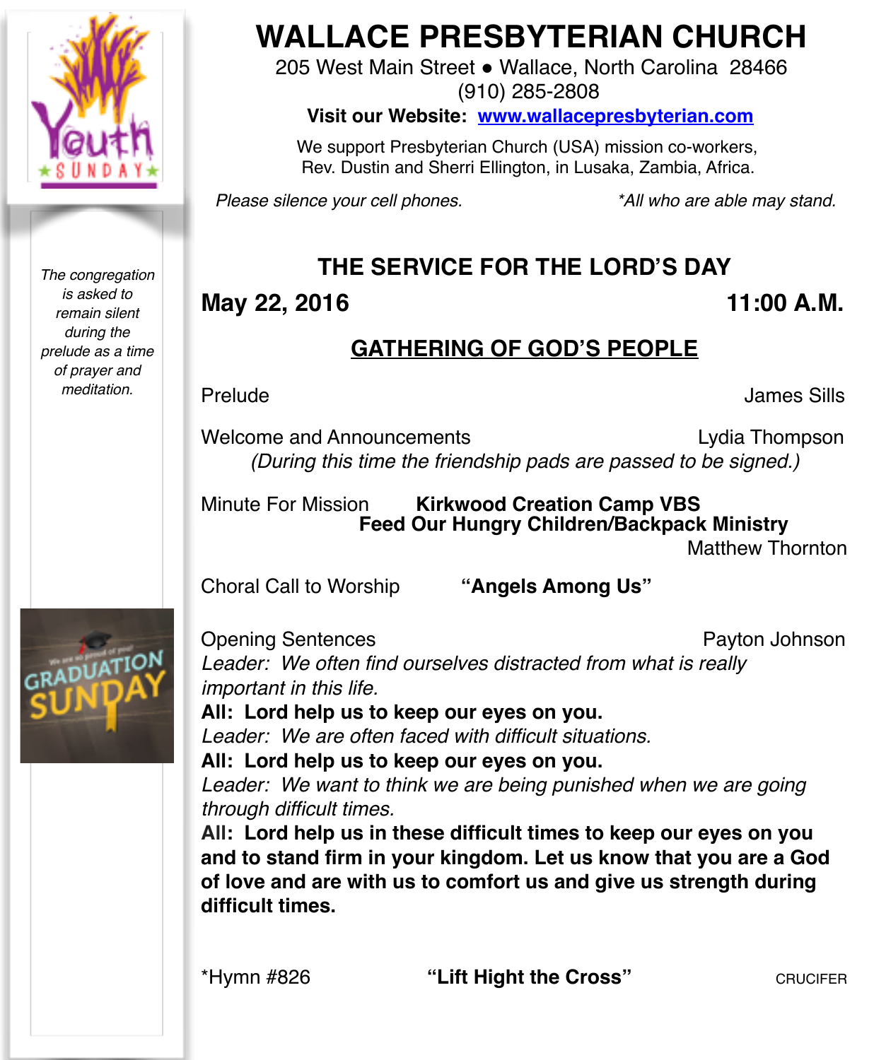# WALLACE PRESBYTERIAN CHURCH

205 West Main Street • Wallace, North Carolina 28466
(910) 285-2808

**Visit our Website: www.wallacepresbyterian.com**

We support Presbyterian Church (USA) mission co-workers, Rev. Dustin and Sherri Ellington, in Lusaka, Zambia, Africa.

*Please silence your cell phones.* *\*All who are able may stand.*

*The congregation is asked to remain silent during the prelude as a time of prayer and meditation.*

## THE SERVICE FOR THE LORD'S DAY

**May 22, 2016** **11:00 A.M.**

### GATHERING OF GOD'S PEOPLE

Prelude James Sills

Welcome and Announcements Lydia Thompson
*(During this time the friendship pads are passed to be signed.)*

Minute For Mission **Kirkwood Creation Camp VBS**
**Feed Our Hungry Children/Backpack Ministry**
Matthew Thornton

Choral Call to Worship **"Angels Among Us"**

Opening Sentences Payton Johnson

*Leader: We often find ourselves distracted from what is really important in this life.*
**All: Lord help us to keep our eyes on you.**
*Leader: We are often faced with difficult situations.*
**All: Lord help us to keep our eyes on you.**
*Leader: We want to think we are being punished when we are going through difficult times.*
**All: Lord help us in these difficult times to keep our eyes on you and to stand firm in your kingdom. Let us know that you are a God of love and are with us to comfort us and give us strength during difficult times.**

\*Hymn #826 **"Lift Hight the Cross"** CRUCIFER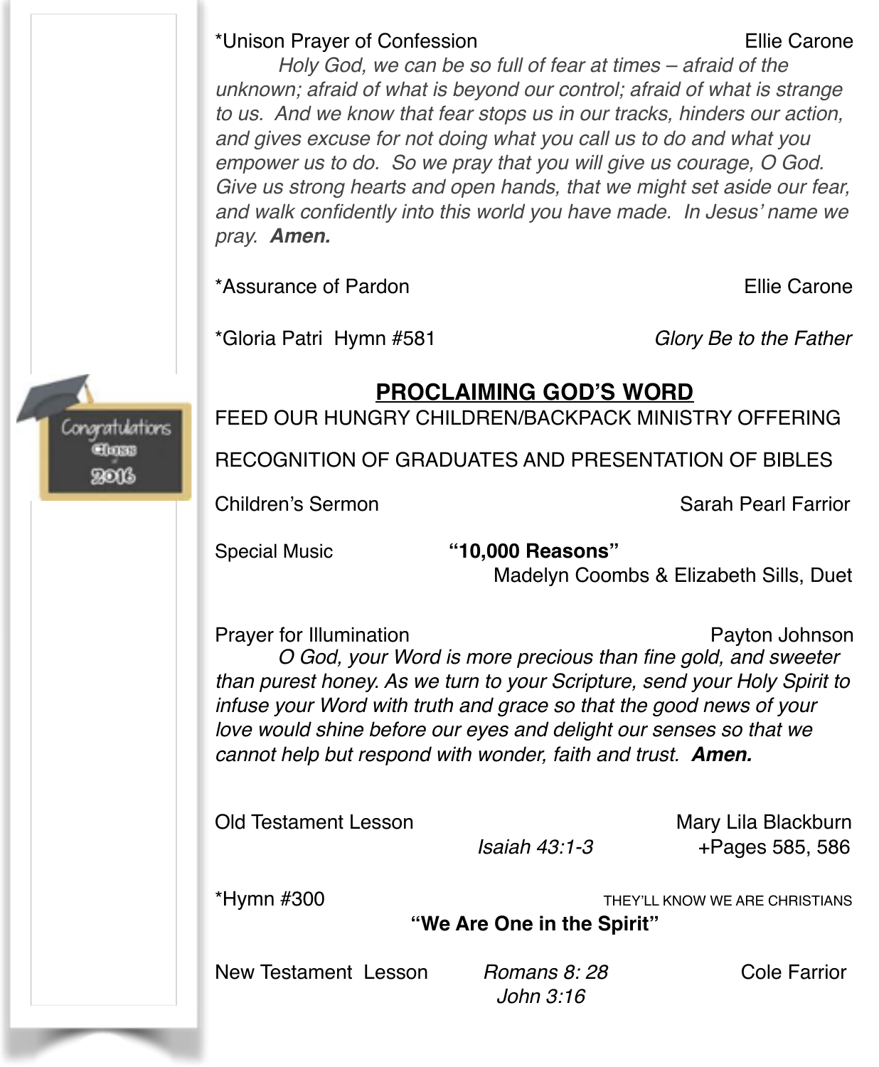*Unison Prayer of Confession — Ellie Carone

*Holy God, we can be so full of fear at times – afraid of the unknown; afraid of what is beyond our control; afraid of what is strange to us. And we know that fear stops us in our tracks, hinders our action, and gives excuse for not doing what you call us to do and what you empower us to do. So we pray that you will give us courage, O God. Give us strong hearts and open hands, that we might set aside our fear, and walk confidently into this world you have made. In Jesus' name we pray.* ***Amen.***

*Assurance of Pardon — Ellie Carone

*Gloria Patri Hymn #581 — *Glory Be to the Father*

## PROCLAIMING GOD'S WORD

FEED OUR HUNGRY CHILDREN/BACKPACK MINISTRY OFFERING

RECOGNITION OF GRADUATES AND PRESENTATION OF BIBLES

Children's Sermon — Sarah Pearl Farrior

Special Music — **"10,000 Reasons"**
Madelyn Coombs & Elizabeth Sills, Duet

Prayer for Illumination — Payton Johnson

*O God, your Word is more precious than fine gold, and sweeter than purest honey. As we turn to your Scripture, send your Holy Spirit to infuse your Word with truth and grace so that the good news of your love would shine before our eyes and delight our senses so that we cannot help but respond with wonder, faith and trust.* ***Amen.***

Old Testament Lesson — Mary Lila Blackburn
*Isaiah 43:1-3* — +Pages 585, 586

*Hymn #300 — THEY'LL KNOW WE ARE CHRISTIANS
**"We Are One in the Spirit"**

New Testament Lesson — *Romans 8: 28* — Cole Farrior
*John 3:16*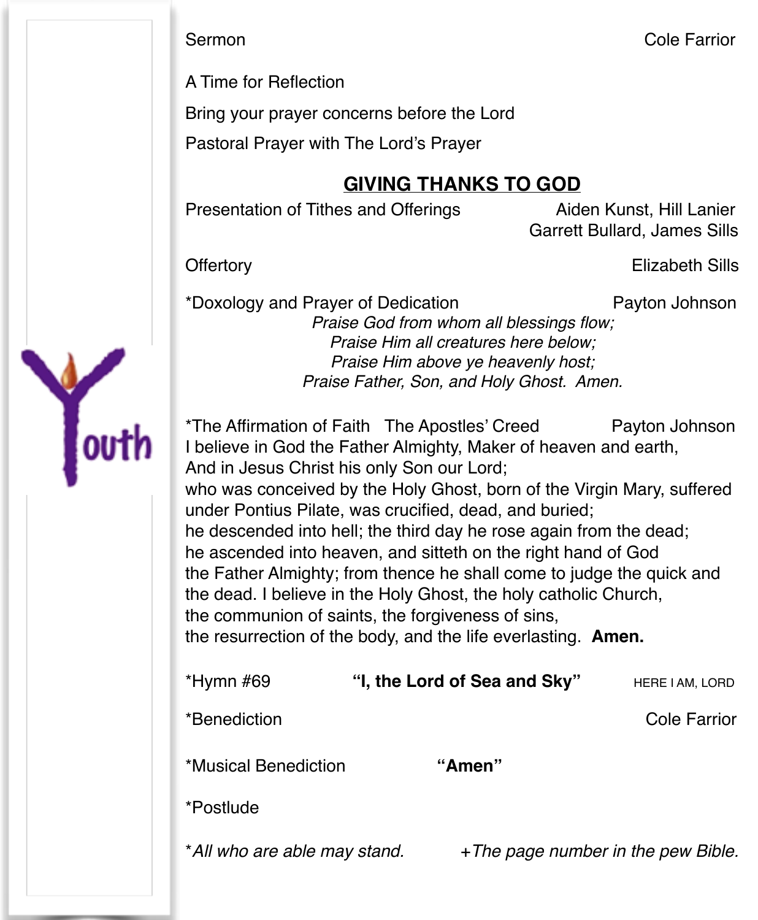Sermon Cole Farrior

A Time for Reflection

Bring your prayer concerns before the Lord

Pastoral Prayer with The Lord's Prayer

## GIVING THANKS TO GOD

Presentation of Tithes and Offerings Aiden Kunst, Hill Lanier
Garrett Bullard, James Sills

Offertory Elizabeth Sills

*Doxology and Prayer of Dedication Payton Johnson

*Praise God from whom all blessings flow;*
*Praise Him all creatures here below;*
*Praise Him above ye heavenly host;*
*Praise Father, Son, and Holy Ghost. Amen.*

*The Affirmation of Faith The Apostles' Creed Payton Johnson

I believe in God the Father Almighty, Maker of heaven and earth,
And in Jesus Christ his only Son our Lord;
who was conceived by the Holy Ghost, born of the Virgin Mary, suffered under Pontius Pilate, was crucified, dead, and buried;
he descended into hell; the third day he rose again from the dead;
he ascended into heaven, and sitteth on the right hand of God
the Father Almighty; from thence he shall come to judge the quick and the dead. I believe in the Holy Ghost, the holy catholic Church,
the communion of saints, the forgiveness of sins,
the resurrection of the body, and the life everlasting. **Amen.**

*Hymn #69 **"I, the Lord of Sea and Sky"** HERE I AM, LORD

*Benediction Cole Farrior

*Musical Benediction **"Amen"**

*Postlude

*\*All who are able may stand.* *+The page number in the pew Bible.*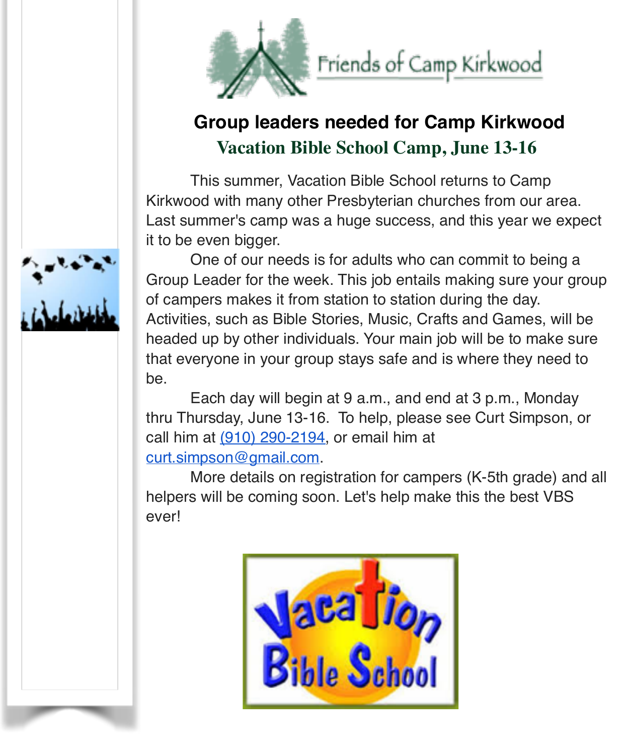Friends of Camp Kirkwood

## Group leaders needed for Camp Kirkwood

### Vacation Bible School Camp, June 13-16

This summer, Vacation Bible School returns to Camp Kirkwood with many other Presbyterian churches from our area. Last summer's camp was a huge success, and this year we expect it to be even bigger.

One of our needs is for adults who can commit to being a Group Leader for the week. This job entails making sure your group of campers makes it from station to station during the day. Activities, such as Bible Stories, Music, Crafts and Games, will be headed up by other individuals. Your main job will be to make sure that everyone in your group stays safe and is where they need to be.

Each day will begin at 9 a.m., and end at 3 p.m., Monday thru Thursday, June 13-16. To help, please see Curt Simpson, or call him at (910) 290-2194, or email him at curt.simpson@gmail.com.

More details on registration for campers (K-5th grade) and all helpers will be coming soon. Let's help make this the best VBS ever!

Vacation Bible School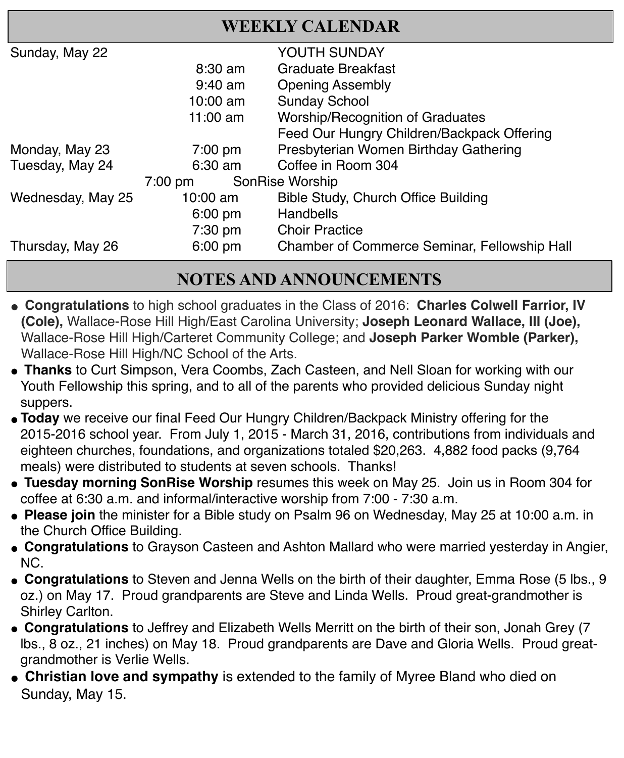## WEEKLY CALENDAR

| | | |
|---|---|---|
| Sunday, May 22 | | YOUTH SUNDAY |
| | 8:30 am | Graduate Breakfast |
| | 9:40 am | Opening Assembly |
| | 10:00 am | Sunday School |
| | 11:00 am | Worship/Recognition of Graduates |
| | | Feed Our Hungry Children/Backpack Offering |
| Monday, May 23 | 7:00 pm | Presbyterian Women Birthday Gathering |
| Tuesday, May 24 | 6:30 am | Coffee in Room 304 |
| | 7:00 pm | SonRise Worship |
| Wednesday, May 25 | 10:00 am | Bible Study, Church Office Building |
| | 6:00 pm | Handbells |
| | 7:30 pm | Choir Practice |
| Thursday, May 26 | 6:00 pm | Chamber of Commerce Seminar, Fellowship Hall |

## NOTES AND ANNOUNCEMENTS

- **Congratulations** to high school graduates in the Class of 2016: **Charles Colwell Farrior, IV (Cole),** Wallace-Rose Hill High/East Carolina University; **Joseph Leonard Wallace, III (Joe),** Wallace-Rose Hill High/Carteret Community College; and **Joseph Parker Womble (Parker),** Wallace-Rose Hill High/NC School of the Arts.
- **Thanks** to Curt Simpson, Vera Coombs, Zach Casteen, and Nell Sloan for working with our Youth Fellowship this spring, and to all of the parents who provided delicious Sunday night suppers.
- **Today** we receive our final Feed Our Hungry Children/Backpack Ministry offering for the 2015-2016 school year. From July 1, 2015 - March 31, 2016, contributions from individuals and eighteen churches, foundations, and organizations totaled $20,263. 4,882 food packs (9,764 meals) were distributed to students at seven schools. Thanks!
- **Tuesday morning SonRise Worship** resumes this week on May 25. Join us in Room 304 for coffee at 6:30 a.m. and informal/interactive worship from 7:00 - 7:30 a.m.
- **Please join** the minister for a Bible study on Psalm 96 on Wednesday, May 25 at 10:00 a.m. in the Church Office Building.
- **Congratulations** to Grayson Casteen and Ashton Mallard who were married yesterday in Angier, NC.
- **Congratulations** to Steven and Jenna Wells on the birth of their daughter, Emma Rose (5 lbs., 9 oz.) on May 17. Proud grandparents are Steve and Linda Wells. Proud great-grandmother is Shirley Carlton.
- **Congratulations** to Jeffrey and Elizabeth Wells Merritt on the birth of their son, Jonah Grey (7 lbs., 8 oz., 21 inches) on May 18. Proud grandparents are Dave and Gloria Wells. Proud great-grandmother is Verlie Wells.
- **Christian love and sympathy** is extended to the family of Myree Bland who died on Sunday, May 15.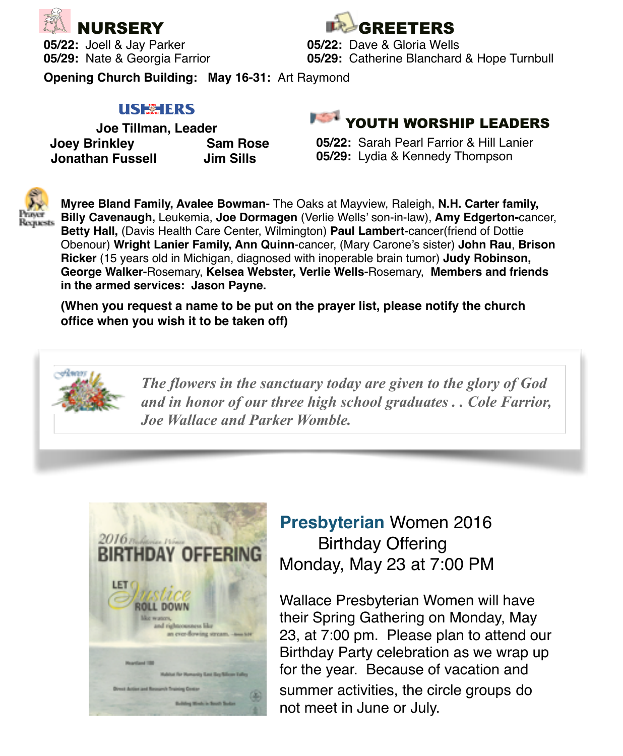## NURSERY

**05/22:** Joell & Jay Parker
**05/29:** Nate & Georgia Farrior

## GREETERS

**05/22:** Dave & Gloria Wells
**05/29:** Catherine Blanchard & Hope Turnbull

**Opening Church Building: May 16-31:** Art Raymond

## USHERS

**Joe Tillman, Leader**

**Joey Brinkley** **Sam Rose**
**Jonathan Fussell** **Jim Sills**

## YOUTH WORSHIP LEADERS

**05/22:** Sarah Pearl Farrior & Hill Lanier
**05/29:** Lydia & Kennedy Thompson

Prayer Requests

**Myree Bland Family, Avalee Bowman-** The Oaks at Mayview, Raleigh, **N.H. Carter family, Billy Cavenaugh,** Leukemia, **Joe Dormagen** (Verlie Wells' son-in-law), **Amy Edgerton-**cancer, **Betty Hall,** (Davis Health Care Center, Wilmington) **Paul Lambert-**cancer(friend of Dottie Obenour) **Wright Lanier Family, Ann Quinn**-cancer, (Mary Carone's sister) **John Rau**, **Brison Ricker** (15 years old in Michigan, diagnosed with inoperable brain tumor) **Judy Robinson, George Walker-**Rosemary, **Kelsea Webster, Verlie Wells-**Rosemary, **Members and friends in the armed services: Jason Payne.**

**(When you request a name to be put on the prayer list, please notify the church office when you wish it to be taken off)**

*The flowers in the sanctuary today are given to the glory of God and in honor of our three high school graduates . . Cole Farrior, Joe Wallace and Parker Womble.*

## Presbyterian Women 2016 Birthday Offering
## Monday, May 23 at 7:00 PM

Wallace Presbyterian Women will have their Spring Gathering on Monday, May 23, at 7:00 pm. Please plan to attend our Birthday Party celebration as we wrap up for the year. Because of vacation and summer activities, the circle groups do not meet in June or July.